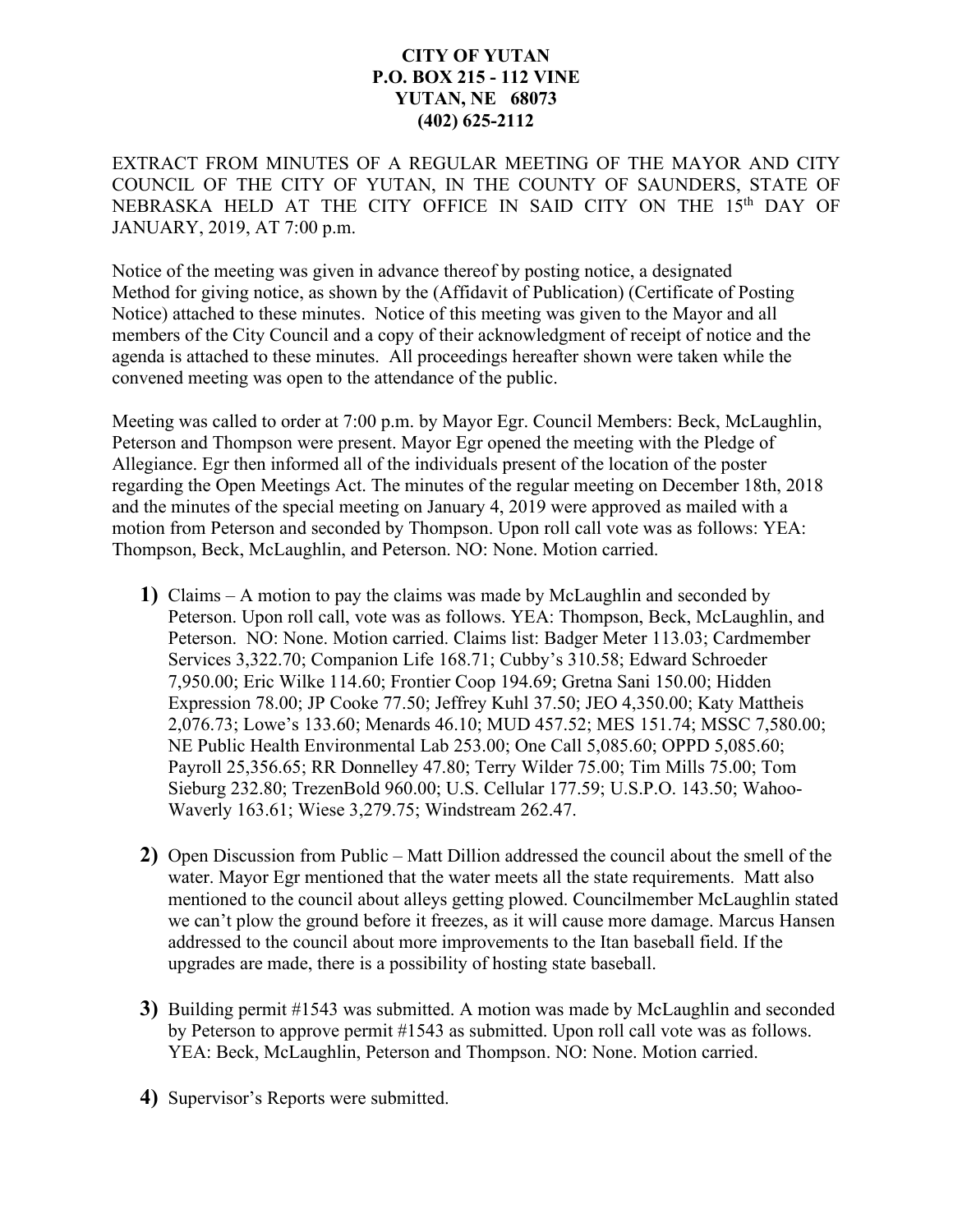**CITY OF YUTAN**
**P.O. BOX 215 - 112 VINE**
**YUTAN, NE 68073**
**(402) 625-2112**

EXTRACT FROM MINUTES OF A REGULAR MEETING OF THE MAYOR AND CITY COUNCIL OF THE CITY OF YUTAN, IN THE COUNTY OF SAUNDERS, STATE OF NEBRASKA HELD AT THE CITY OFFICE IN SAID CITY ON THE 15th DAY OF JANUARY, 2019, AT 7:00 p.m.

Notice of the meeting was given in advance thereof by posting notice, a designated Method for giving notice, as shown by the (Affidavit of Publication) (Certificate of Posting Notice) attached to these minutes. Notice of this meeting was given to the Mayor and all members of the City Council and a copy of their acknowledgment of receipt of notice and the agenda is attached to these minutes. All proceedings hereafter shown were taken while the convened meeting was open to the attendance of the public.

Meeting was called to order at 7:00 p.m. by Mayor Egr. Council Members: Beck, McLaughlin, Peterson and Thompson were present. Mayor Egr opened the meeting with the Pledge of Allegiance. Egr then informed all of the individuals present of the location of the poster regarding the Open Meetings Act. The minutes of the regular meeting on December 18th, 2018 and the minutes of the special meeting on January 4, 2019 were approved as mailed with a motion from Peterson and seconded by Thompson. Upon roll call vote was as follows: YEA: Thompson, Beck, McLaughlin, and Peterson. NO: None. Motion carried.

1) Claims – A motion to pay the claims was made by McLaughlin and seconded by Peterson. Upon roll call, vote was as follows. YEA: Thompson, Beck, McLaughlin, and Peterson. NO: None. Motion carried. Claims list: Badger Meter 113.03; Cardmember Services 3,322.70; Companion Life 168.71; Cubby's 310.58; Edward Schroeder 7,950.00; Eric Wilke 114.60; Frontier Coop 194.69; Gretna Sani 150.00; Hidden Expression 78.00; JP Cooke 77.50; Jeffrey Kuhl 37.50; JEO 4,350.00; Katy Mattheis 2,076.73; Lowe's 133.60; Menards 46.10; MUD 457.52; MES 151.74; MSSC 7,580.00; NE Public Health Environmental Lab 253.00; One Call 5,085.60; OPPD 5,085.60; Payroll 25,356.65; RR Donnelley 47.80; Terry Wilder 75.00; Tim Mills 75.00; Tom Sieburg 232.80; TrezenBold 960.00; U.S. Cellular 177.59; U.S.P.O. 143.50; Wahoo-Waverly 163.61; Wiese 3,279.75; Windstream 262.47.

2) Open Discussion from Public – Matt Dillion addressed the council about the smell of the water. Mayor Egr mentioned that the water meets all the state requirements. Matt also mentioned to the council about alleys getting plowed. Councilmember McLaughlin stated we can't plow the ground before it freezes, as it will cause more damage. Marcus Hansen addressed to the council about more improvements to the Itan baseball field. If the upgrades are made, there is a possibility of hosting state baseball.

3) Building permit #1543 was submitted. A motion was made by McLaughlin and seconded by Peterson to approve permit #1543 as submitted. Upon roll call vote was as follows. YEA: Beck, McLaughlin, Peterson and Thompson. NO: None. Motion carried.

4) Supervisor's Reports were submitted.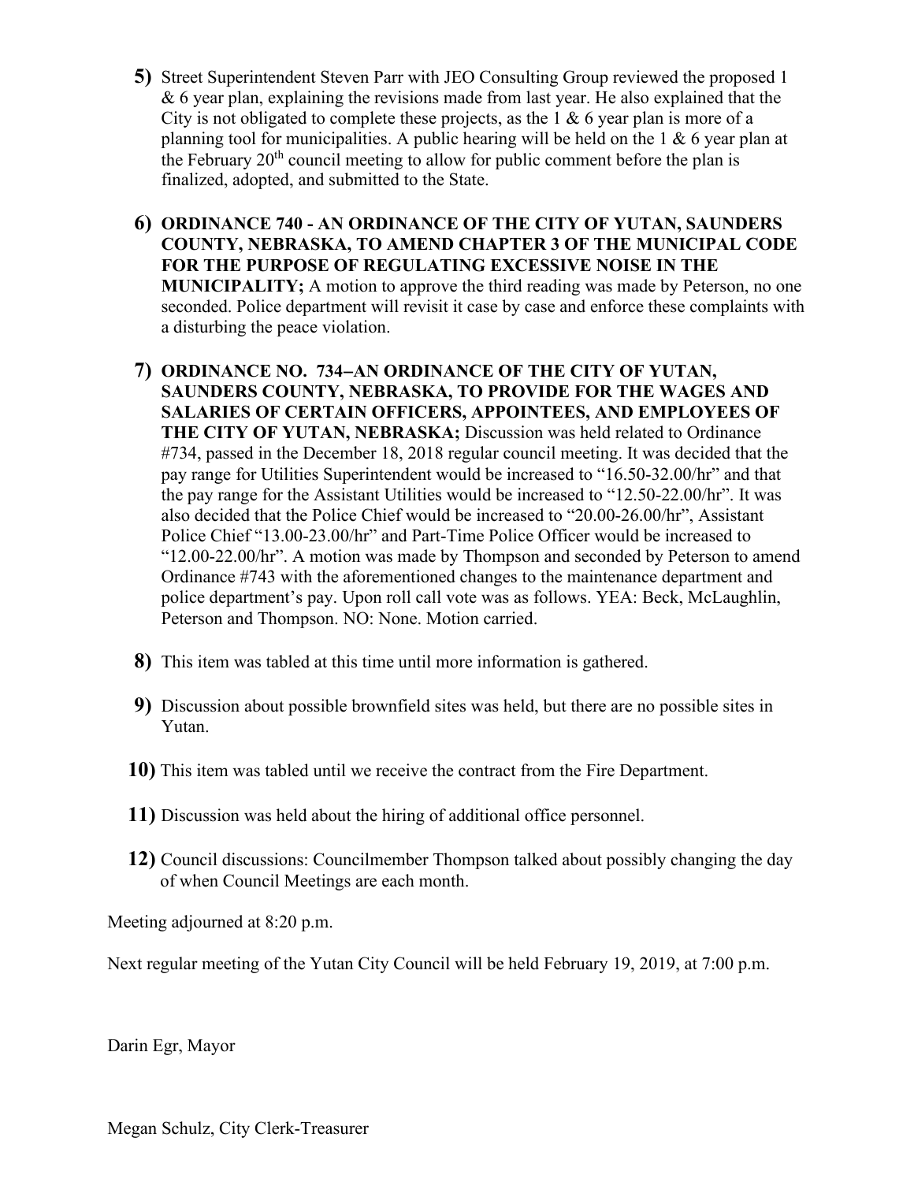**5)** Street Superintendent Steven Parr with JEO Consulting Group reviewed the proposed 1 & 6 year plan, explaining the revisions made from last year. He also explained that the City is not obligated to complete these projects, as the 1 & 6 year plan is more of a planning tool for municipalities. A public hearing will be held on the 1 & 6 year plan at the February 20th council meeting to allow for public comment before the plan is finalized, adopted, and submitted to the State.

**6) ORDINANCE 740 - AN ORDINANCE OF THE CITY OF YUTAN, SAUNDERS COUNTY, NEBRASKA, TO AMEND CHAPTER 3 OF THE MUNICIPAL CODE FOR THE PURPOSE OF REGULATING EXCESSIVE NOISE IN THE MUNICIPALITY;** A motion to approve the third reading was made by Peterson, no one seconded. Police department will revisit it case by case and enforce these complaints with a disturbing the peace violation.

**7) ORDINANCE NO. 734–AN ORDINANCE OF THE CITY OF YUTAN, SAUNDERS COUNTY, NEBRASKA, TO PROVIDE FOR THE WAGES AND SALARIES OF CERTAIN OFFICERS, APPOINTEES, AND EMPLOYEES OF THE CITY OF YUTAN, NEBRASKA;** Discussion was held related to Ordinance #734, passed in the December 18, 2018 regular council meeting. It was decided that the pay range for Utilities Superintendent would be increased to "16.50-32.00/hr" and that the pay range for the Assistant Utilities would be increased to "12.50-22.00/hr". It was also decided that the Police Chief would be increased to "20.00-26.00/hr", Assistant Police Chief "13.00-23.00/hr" and Part-Time Police Officer would be increased to "12.00-22.00/hr". A motion was made by Thompson and seconded by Peterson to amend Ordinance #743 with the aforementioned changes to the maintenance department and police department's pay. Upon roll call vote was as follows. YEA: Beck, McLaughlin, Peterson and Thompson. NO: None. Motion carried.

**8)** This item was tabled at this time until more information is gathered.

**9)** Discussion about possible brownfield sites was held, but there are no possible sites in Yutan.

**10)** This item was tabled until we receive the contract from the Fire Department.

**11)** Discussion was held about the hiring of additional office personnel.

**12)** Council discussions: Councilmember Thompson talked about possibly changing the day of when Council Meetings are each month.

Meeting adjourned at 8:20 p.m.

Next regular meeting of the Yutan City Council will be held February 19, 2019, at 7:00 p.m.

Darin Egr, Mayor

Megan Schulz, City Clerk-Treasurer